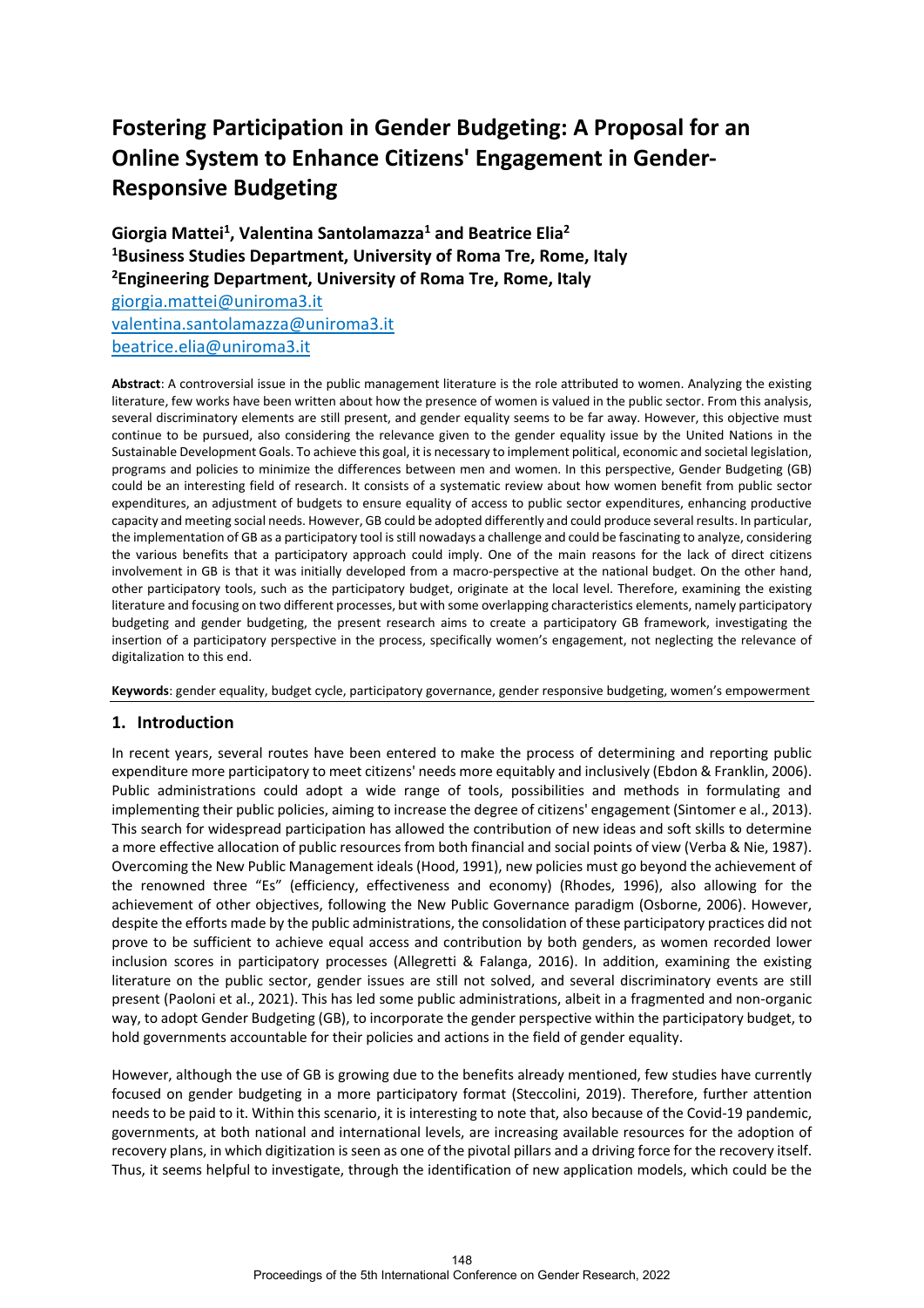# Fostering Participation in Gender Budgeting: A Proposal for an Online System to Enhance Citizens' Engagement in Gender-Responsive Budgeting

**Giorgia Mattei[1], Valentina Santolamazza[1] and Beatrice Elia[2]**
**[1]Business Studies Department, University of Roma Tre, Rome, Italy**
**[2]Engineering Department, University of Roma Tre, Rome, Italy**
giorgia.mattei@uniroma3.it
valentina.santolamazza@uniroma3.it
beatrice.elia@uniroma3.it

**Abstract**: A controversial issue in the public management literature is the role attributed to women. Analyzing the existing literature, few works have been written about how the presence of women is valued in the public sector. From this analysis, several discriminatory elements are still present, and gender equality seems to be far away. However, this objective must continue to be pursued, also considering the relevance given to the gender equality issue by the United Nations in the Sustainable Development Goals. To achieve this goal, it is necessary to implement political, economic and societal legislation, programs and policies to minimize the differences between men and women. In this perspective, Gender Budgeting (GB) could be an interesting field of research. It consists of a systematic review about how women benefit from public sector expenditures, an adjustment of budgets to ensure equality of access to public sector expenditures, enhancing productive capacity and meeting social needs. However, GB could be adopted differently and could produce several results. In particular, the implementation of GB as a participatory tool is still nowadays a challenge and could be fascinating to analyze, considering the various benefits that a participatory approach could imply. One of the main reasons for the lack of direct citizens involvement in GB is that it was initially developed from a macro-perspective at the national budget. On the other hand, other participatory tools, such as the participatory budget, originate at the local level. Therefore, examining the existing literature and focusing on two different processes, but with some overlapping characteristics elements, namely participatory budgeting and gender budgeting, the present research aims to create a participatory GB framework, investigating the insertion of a participatory perspective in the process, specifically women's engagement, not neglecting the relevance of digitalization to this end.

**Keywords**: gender equality, budget cycle, participatory governance, gender responsive budgeting, women's empowerment

## 1. Introduction

In recent years, several routes have been entered to make the process of determining and reporting public expenditure more participatory to meet citizens' needs more equitably and inclusively (Ebdon & Franklin, 2006). Public administrations could adopt a wide range of tools, possibilities and methods in formulating and implementing their public policies, aiming to increase the degree of citizens' engagement (Sintomer e al., 2013). This search for widespread participation has allowed the contribution of new ideas and soft skills to determine a more effective allocation of public resources from both financial and social points of view (Verba & Nie, 1987). Overcoming the New Public Management ideals (Hood, 1991), new policies must go beyond the achievement of the renowned three "Es" (efficiency, effectiveness and economy) (Rhodes, 1996), also allowing for the achievement of other objectives, following the New Public Governance paradigm (Osborne, 2006). However, despite the efforts made by the public administrations, the consolidation of these participatory practices did not prove to be sufficient to achieve equal access and contribution by both genders, as women recorded lower inclusion scores in participatory processes (Allegretti & Falanga, 2016). In addition, examining the existing literature on the public sector, gender issues are still not solved, and several discriminatory events are still present (Paoloni et al., 2021). This has led some public administrations, albeit in a fragmented and non-organic way, to adopt Gender Budgeting (GB), to incorporate the gender perspective within the participatory budget, to hold governments accountable for their policies and actions in the field of gender equality.

However, although the use of GB is growing due to the benefits already mentioned, few studies have currently focused on gender budgeting in a more participatory format (Steccolini, 2019). Therefore, further attention needs to be paid to it. Within this scenario, it is interesting to note that, also because of the Covid-19 pandemic, governments, at both national and international levels, are increasing available resources for the adoption of recovery plans, in which digitization is seen as one of the pivotal pillars and a driving force for the recovery itself. Thus, it seems helpful to investigate, through the identification of new application models, which could be the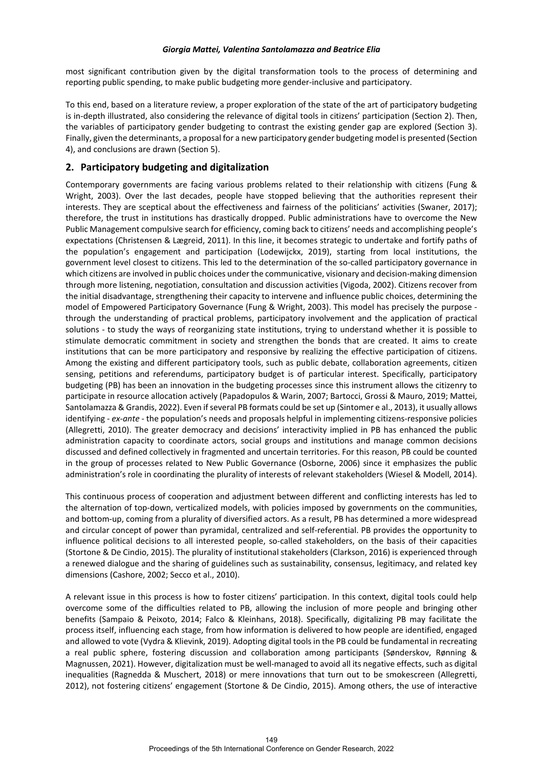most significant contribution given by the digital transformation tools to the process of determining and reporting public spending, to make public budgeting more gender-inclusive and participatory.

To this end, based on a literature review, a proper exploration of the state of the art of participatory budgeting is in-depth illustrated, also considering the relevance of digital tools in citizens' participation (Section 2). Then, the variables of participatory gender budgeting to contrast the existing gender gap are explored (Section 3). Finally, given the determinants, a proposal for a new participatory gender budgeting model is presented (Section 4), and conclusions are drawn (Section 5).

## 2. Participatory budgeting and digitalization

Contemporary governments are facing various problems related to their relationship with citizens (Fung & Wright, 2003). Over the last decades, people have stopped believing that the authorities represent their interests. They are sceptical about the effectiveness and fairness of the politicians' activities (Swaner, 2017); therefore, the trust in institutions has drastically dropped. Public administrations have to overcome the New Public Management compulsive search for efficiency, coming back to citizens' needs and accomplishing people's expectations (Christensen & Lægreid, 2011). In this line, it becomes strategic to undertake and fortify paths of the population's engagement and participation (Lodewijckx, 2019), starting from local institutions, the government level closest to citizens. This led to the determination of the so-called participatory governance in which citizens are involved in public choices under the communicative, visionary and decision-making dimension through more listening, negotiation, consultation and discussion activities (Vigoda, 2002). Citizens recover from the initial disadvantage, strengthening their capacity to intervene and influence public choices, determining the model of Empowered Participatory Governance (Fung & Wright, 2003). This model has precisely the purpose - through the understanding of practical problems, participatory involvement and the application of practical solutions - to study the ways of reorganizing state institutions, trying to understand whether it is possible to stimulate democratic commitment in society and strengthen the bonds that are created. It aims to create institutions that can be more participatory and responsive by realizing the effective participation of citizens. Among the existing and different participatory tools, such as public debate, collaboration agreements, citizen sensing, petitions and referendums, participatory budget is of particular interest. Specifically, participatory budgeting (PB) has been an innovation in the budgeting processes since this instrument allows the citizenry to participate in resource allocation actively (Papadopulos & Warin, 2007; Bartocci, Grossi & Mauro, 2019; Mattei, Santolamazza & Grandis, 2022). Even if several PB formats could be set up (Sintomer e al., 2013), it usually allows identifying - *ex-ante* - the population's needs and proposals helpful in implementing citizens-responsive policies (Allegretti, 2010). The greater democracy and decisions' interactivity implied in PB has enhanced the public administration capacity to coordinate actors, social groups and institutions and manage common decisions discussed and defined collectively in fragmented and uncertain territories. For this reason, PB could be counted in the group of processes related to New Public Governance (Osborne, 2006) since it emphasizes the public administration's role in coordinating the plurality of interests of relevant stakeholders (Wiesel & Modell, 2014).

This continuous process of cooperation and adjustment between different and conflicting interests has led to the alternation of top-down, verticalized models, with policies imposed by governments on the communities, and bottom-up, coming from a plurality of diversified actors. As a result, PB has determined a more widespread and circular concept of power than pyramidal, centralized and self-referential. PB provides the opportunity to influence political decisions to all interested people, so-called stakeholders, on the basis of their capacities (Stortone & De Cindio, 2015). The plurality of institutional stakeholders (Clarkson, 2016) is experienced through a renewed dialogue and the sharing of guidelines such as sustainability, consensus, legitimacy, and related key dimensions (Cashore, 2002; Secco et al., 2010).

A relevant issue in this process is how to foster citizens' participation. In this context, digital tools could help overcome some of the difficulties related to PB, allowing the inclusion of more people and bringing other benefits (Sampaio & Peixoto, 2014; Falco & Kleinhans, 2018). Specifically, digitalizing PB may facilitate the process itself, influencing each stage, from how information is delivered to how people are identified, engaged and allowed to vote (Vydra & Klievink, 2019). Adopting digital tools in the PB could be fundamental in recreating a real public sphere, fostering discussion and collaboration among participants (Sønderskov, Rønning & Magnussen, 2021). However, digitalization must be well-managed to avoid all its negative effects, such as digital inequalities (Ragnedda & Muschert, 2018) or mere innovations that turn out to be smokescreen (Allegretti, 2012), not fostering citizens' engagement (Stortone & De Cindio, 2015). Among others, the use of interactive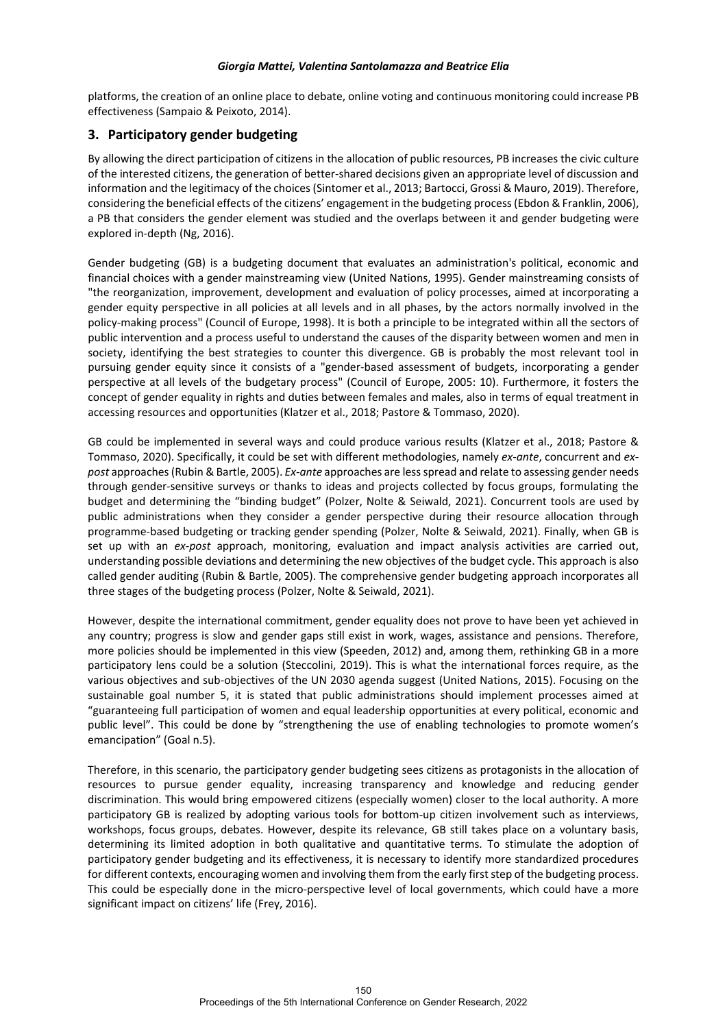platforms, the creation of an online place to debate, online voting and continuous monitoring could increase PB effectiveness (Sampaio & Peixoto, 2014).

## 3. Participatory gender budgeting

By allowing the direct participation of citizens in the allocation of public resources, PB increases the civic culture of the interested citizens, the generation of better-shared decisions given an appropriate level of discussion and information and the legitimacy of the choices (Sintomer et al., 2013; Bartocci, Grossi & Mauro, 2019). Therefore, considering the beneficial effects of the citizens' engagement in the budgeting process (Ebdon & Franklin, 2006), a PB that considers the gender element was studied and the overlaps between it and gender budgeting were explored in-depth (Ng, 2016).

Gender budgeting (GB) is a budgeting document that evaluates an administration's political, economic and financial choices with a gender mainstreaming view (United Nations, 1995). Gender mainstreaming consists of "the reorganization, improvement, development and evaluation of policy processes, aimed at incorporating a gender equity perspective in all policies at all levels and in all phases, by the actors normally involved in the policy-making process" (Council of Europe, 1998). It is both a principle to be integrated within all the sectors of public intervention and a process useful to understand the causes of the disparity between women and men in society, identifying the best strategies to counter this divergence. GB is probably the most relevant tool in pursuing gender equity since it consists of a "gender-based assessment of budgets, incorporating a gender perspective at all levels of the budgetary process" (Council of Europe, 2005: 10). Furthermore, it fosters the concept of gender equality in rights and duties between females and males, also in terms of equal treatment in accessing resources and opportunities (Klatzer et al., 2018; Pastore & Tommaso, 2020).

GB could be implemented in several ways and could produce various results (Klatzer et al., 2018; Pastore & Tommaso, 2020). Specifically, it could be set with different methodologies, namely *ex-ante*, concurrent and *ex-post* approaches (Rubin & Bartle, 2005). *Ex-ante* approaches are less spread and relate to assessing gender needs through gender-sensitive surveys or thanks to ideas and projects collected by focus groups, formulating the budget and determining the "binding budget" (Polzer, Nolte & Seiwald, 2021). Concurrent tools are used by public administrations when they consider a gender perspective during their resource allocation through programme-based budgeting or tracking gender spending (Polzer, Nolte & Seiwald, 2021). Finally, when GB is set up with an *ex-post* approach, monitoring, evaluation and impact analysis activities are carried out, understanding possible deviations and determining the new objectives of the budget cycle. This approach is also called gender auditing (Rubin & Bartle, 2005). The comprehensive gender budgeting approach incorporates all three stages of the budgeting process (Polzer, Nolte & Seiwald, 2021).

However, despite the international commitment, gender equality does not prove to have been yet achieved in any country; progress is slow and gender gaps still exist in work, wages, assistance and pensions. Therefore, more policies should be implemented in this view (Speeden, 2012) and, among them, rethinking GB in a more participatory lens could be a solution (Steccolini, 2019). This is what the international forces require, as the various objectives and sub-objectives of the UN 2030 agenda suggest (United Nations, 2015). Focusing on the sustainable goal number 5, it is stated that public administrations should implement processes aimed at "guaranteeing full participation of women and equal leadership opportunities at every political, economic and public level". This could be done by "strengthening the use of enabling technologies to promote women's emancipation" (Goal n.5).

Therefore, in this scenario, the participatory gender budgeting sees citizens as protagonists in the allocation of resources to pursue gender equality, increasing transparency and knowledge and reducing gender discrimination. This would bring empowered citizens (especially women) closer to the local authority. A more participatory GB is realized by adopting various tools for bottom-up citizen involvement such as interviews, workshops, focus groups, debates. However, despite its relevance, GB still takes place on a voluntary basis, determining its limited adoption in both qualitative and quantitative terms. To stimulate the adoption of participatory gender budgeting and its effectiveness, it is necessary to identify more standardized procedures for different contexts, encouraging women and involving them from the early first step of the budgeting process. This could be especially done in the micro-perspective level of local governments, which could have a more significant impact on citizens' life (Frey, 2016).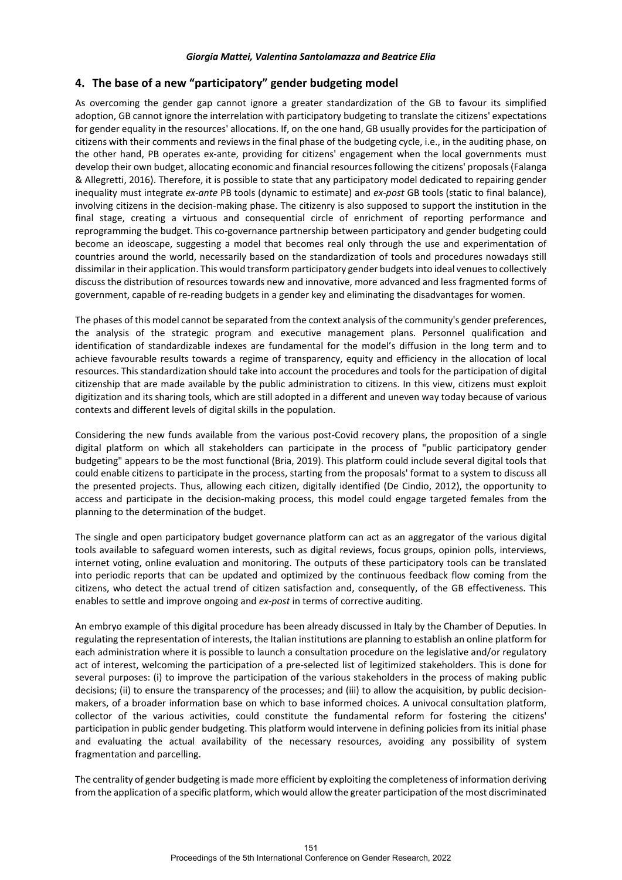## 4. The base of a new "participatory" gender budgeting model

As overcoming the gender gap cannot ignore a greater standardization of the GB to favour its simplified adoption, GB cannot ignore the interrelation with participatory budgeting to translate the citizens' expectations for gender equality in the resources' allocations. If, on the one hand, GB usually provides for the participation of citizens with their comments and reviews in the final phase of the budgeting cycle, i.e., in the auditing phase, on the other hand, PB operates ex-ante, providing for citizens' engagement when the local governments must develop their own budget, allocating economic and financial resources following the citizens' proposals (Falanga & Allegretti, 2016). Therefore, it is possible to state that any participatory model dedicated to repairing gender inequality must integrate *ex-ante* PB tools (dynamic to estimate) and *ex-post* GB tools (static to final balance), involving citizens in the decision-making phase. The citizenry is also supposed to support the institution in the final stage, creating a virtuous and consequential circle of enrichment of reporting performance and reprogramming the budget. This co-governance partnership between participatory and gender budgeting could become an ideoscape, suggesting a model that becomes real only through the use and experimentation of countries around the world, necessarily based on the standardization of tools and procedures nowadays still dissimilar in their application. This would transform participatory gender budgets into ideal venues to collectively discuss the distribution of resources towards new and innovative, more advanced and less fragmented forms of government, capable of re-reading budgets in a gender key and eliminating the disadvantages for women.

The phases of this model cannot be separated from the context analysis of the community's gender preferences, the analysis of the strategic program and executive management plans. Personnel qualification and identification of standardizable indexes are fundamental for the model's diffusion in the long term and to achieve favourable results towards a regime of transparency, equity and efficiency in the allocation of local resources. This standardization should take into account the procedures and tools for the participation of digital citizenship that are made available by the public administration to citizens. In this view, citizens must exploit digitization and its sharing tools, which are still adopted in a different and uneven way today because of various contexts and different levels of digital skills in the population.

Considering the new funds available from the various post-Covid recovery plans, the proposition of a single digital platform on which all stakeholders can participate in the process of "public participatory gender budgeting" appears to be the most functional (Bria, 2019). This platform could include several digital tools that could enable citizens to participate in the process, starting from the proposals' format to a system to discuss all the presented projects. Thus, allowing each citizen, digitally identified (De Cindio, 2012), the opportunity to access and participate in the decision-making process, this model could engage targeted females from the planning to the determination of the budget.

The single and open participatory budget governance platform can act as an aggregator of the various digital tools available to safeguard women interests, such as digital reviews, focus groups, opinion polls, interviews, internet voting, online evaluation and monitoring. The outputs of these participatory tools can be translated into periodic reports that can be updated and optimized by the continuous feedback flow coming from the citizens, who detect the actual trend of citizen satisfaction and, consequently, of the GB effectiveness. This enables to settle and improve ongoing and *ex-post* in terms of corrective auditing.

An embryo example of this digital procedure has been already discussed in Italy by the Chamber of Deputies. In regulating the representation of interests, the Italian institutions are planning to establish an online platform for each administration where it is possible to launch a consultation procedure on the legislative and/or regulatory act of interest, welcoming the participation of a pre-selected list of legitimized stakeholders. This is done for several purposes: (i) to improve the participation of the various stakeholders in the process of making public decisions; (ii) to ensure the transparency of the processes; and (iii) to allow the acquisition, by public decision-makers, of a broader information base on which to base informed choices. A univocal consultation platform, collector of the various activities, could constitute the fundamental reform for fostering the citizens' participation in public gender budgeting. This platform would intervene in defining policies from its initial phase and evaluating the actual availability of the necessary resources, avoiding any possibility of system fragmentation and parcelling.

The centrality of gender budgeting is made more efficient by exploiting the completeness of information deriving from the application of a specific platform, which would allow the greater participation of the most discriminated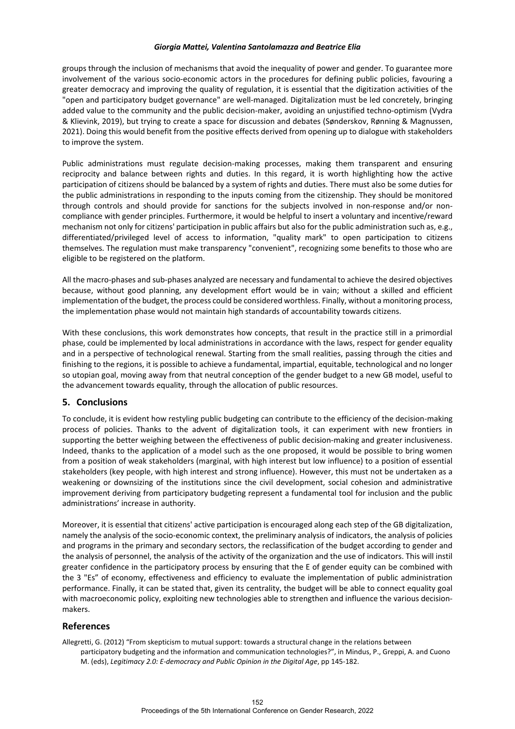groups through the inclusion of mechanisms that avoid the inequality of power and gender. To guarantee more involvement of the various socio-economic actors in the procedures for defining public policies, favouring a greater democracy and improving the quality of regulation, it is essential that the digitization activities of the "open and participatory budget governance" are well-managed. Digitalization must be led concretely, bringing added value to the community and the public decision-maker, avoiding an unjustified techno-optimism (Vydra & Klievink, 2019), but trying to create a space for discussion and debates (Sønderskov, Rønning & Magnussen, 2021). Doing this would benefit from the positive effects derived from opening up to dialogue with stakeholders to improve the system.

Public administrations must regulate decision-making processes, making them transparent and ensuring reciprocity and balance between rights and duties. In this regard, it is worth highlighting how the active participation of citizens should be balanced by a system of rights and duties. There must also be some duties for the public administrations in responding to the inputs coming from the citizenship. They should be monitored through controls and should provide for sanctions for the subjects involved in non-response and/or non-compliance with gender principles. Furthermore, it would be helpful to insert a voluntary and incentive/reward mechanism not only for citizens' participation in public affairs but also for the public administration such as, e.g., differentiated/privileged level of access to information, "quality mark" to open participation to citizens themselves. The regulation must make transparency "convenient", recognizing some benefits to those who are eligible to be registered on the platform.

All the macro-phases and sub-phases analyzed are necessary and fundamental to achieve the desired objectives because, without good planning, any development effort would be in vain; without a skilled and efficient implementation of the budget, the process could be considered worthless. Finally, without a monitoring process, the implementation phase would not maintain high standards of accountability towards citizens.

With these conclusions, this work demonstrates how concepts, that result in the practice still in a primordial phase, could be implemented by local administrations in accordance with the laws, respect for gender equality and in a perspective of technological renewal. Starting from the small realities, passing through the cities and finishing to the regions, it is possible to achieve a fundamental, impartial, equitable, technological and no longer so utopian goal, moving away from that neutral conception of the gender budget to a new GB model, useful to the advancement towards equality, through the allocation of public resources.

## 5. Conclusions

To conclude, it is evident how restyling public budgeting can contribute to the efficiency of the decision-making process of policies. Thanks to the advent of digitalization tools, it can experiment with new frontiers in supporting the better weighing between the effectiveness of public decision-making and greater inclusiveness. Indeed, thanks to the application of a model such as the one proposed, it would be possible to bring women from a position of weak stakeholders (marginal, with high interest but low influence) to a position of essential stakeholders (key people, with high interest and strong influence). However, this must not be undertaken as a weakening or downsizing of the institutions since the civil development, social cohesion and administrative improvement deriving from participatory budgeting represent a fundamental tool for inclusion and the public administrations' increase in authority.

Moreover, it is essential that citizens' active participation is encouraged along each step of the GB digitalization, namely the analysis of the socio-economic context, the preliminary analysis of indicators, the analysis of policies and programs in the primary and secondary sectors, the reclassification of the budget according to gender and the analysis of personnel, the analysis of the activity of the organization and the use of indicators. This will instil greater confidence in the participatory process by ensuring that the E of gender equity can be combined with the 3 "Es" of economy, effectiveness and efficiency to evaluate the implementation of public administration performance. Finally, it can be stated that, given its centrality, the budget will be able to connect equality goal with macroeconomic policy, exploiting new technologies able to strengthen and influence the various decision-makers.

## References

Allegretti, G. (2012) "From skepticism to mutual support: towards a structural change in the relations between participatory budgeting and the information and communication technologies?", in Mindus, P., Greppi, A. and Cuono M. (eds), *Legitimacy 2.0: E-democracy and Public Opinion in the Digital Age*, pp 145-182.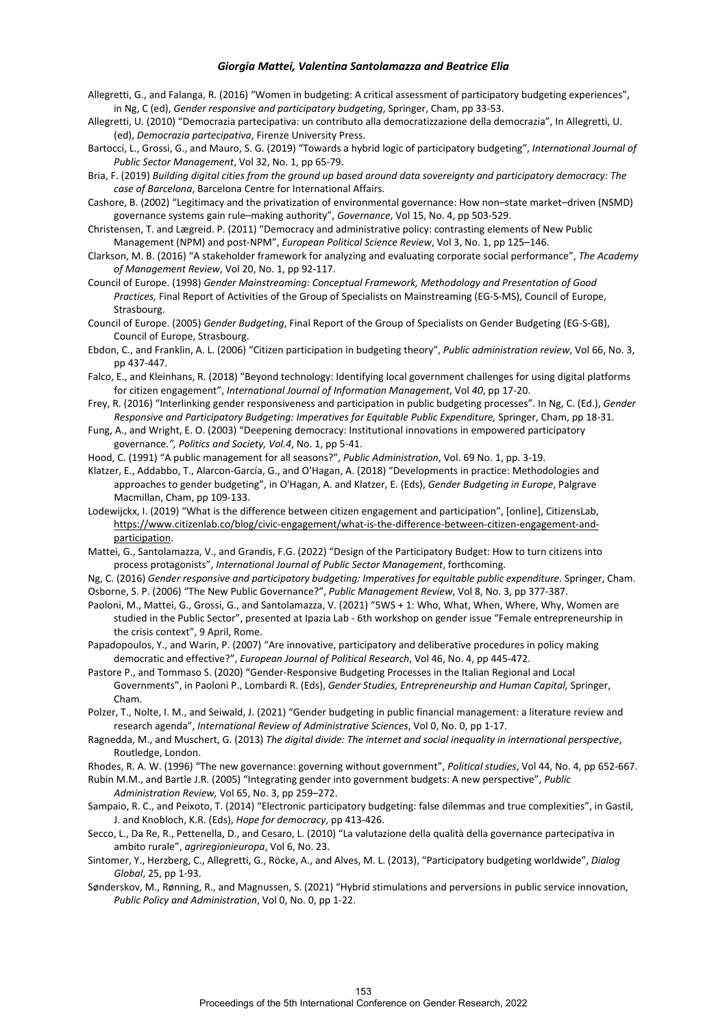Allegretti, G., and Falanga, R. (2016) "Women in budgeting: A critical assessment of participatory budgeting experiences", in Ng, C (ed), *Gender responsive and participatory budgeting*, Springer, Cham, pp 33-53.

Allegretti, U. (2010) "Democrazia partecipativa: un contributo alla democratizzazione della democrazia", In Allegretti, U. (ed), *Democrazia partecipativa*, Firenze University Press.

Bartocci, L., Grossi, G., and Mauro, S. G. (2019) "Towards a hybrid logic of participatory budgeting", *International Journal of Public Sector Management*, Vol 32, No. 1, pp 65-79.

Bria, F. (2019) *Building digital cities from the ground up based around data sovereignty and participatory democracy: The case of Barcelona*, Barcelona Centre for International Affairs.

Cashore, B. (2002) "Legitimacy and the privatization of environmental governance: How non–state market–driven (NSMD) governance systems gain rule–making authority", *Governance*, Vol 15, No. 4, pp 503-529.

Christensen, T. and Lægreid. P. (2011) "Democracy and administrative policy: contrasting elements of New Public Management (NPM) and post-NPM", *European Political Science Review*, Vol 3, No. 1, pp 125–146.

Clarkson, M. B. (2016) "A stakeholder framework for analyzing and evaluating corporate social performance", *The Academy of Management Review*, Vol 20, No. 1, pp 92-117.

Council of Europe. (1998) *Gender Mainstreaming: Conceptual Framework, Methodology and Presentation of Good Practices,* Final Report of Activities of the Group of Specialists on Mainstreaming (EG-S-MS), Council of Europe, Strasbourg.

Council of Europe. (2005) *Gender Budgeting*, Final Report of the Group of Specialists on Gender Budgeting (EG-S-GB), Council of Europe, Strasbourg.

Ebdon, C., and Franklin, A. L. (2006) "Citizen participation in budgeting theory", *Public administration review*, Vol 66, No. 3, pp 437-447.

Falco, E., and Kleinhans, R. (2018) "Beyond technology: Identifying local government challenges for using digital platforms for citizen engagement", *International Journal of Information Management*, Vol *40*, pp 17-20.

Frey, R. (2016) "Interlinking gender responsiveness and participation in public budgeting processes". In Ng, C. (Ed.), *Gender Responsive and Participatory Budgeting: Imperatives for Equitable Public Expenditure,* Springer, Cham, pp 18-31.

Fung, A., and Wright, E. O. (2003) "Deepening democracy: Institutional innovations in empowered participatory governance*.", Politics and Society, Vol.4*, No. 1, pp 5-41.

Hood, C. (1991) "A public management for all seasons?", *Public Administration*, Vol. 69 No. 1, pp. 3-19.

Klatzer, E., Addabbo, T., Alarcon-García, G., and O'Hagan, A. (2018) "Developments in practice: Methodologies and approaches to gender budgeting", in O'Hagan, A. and Klatzer, E. (Eds), *Gender Budgeting in Europe*, Palgrave Macmillan, Cham, pp 109-133.

Lodewijckx, I. (2019) "What is the difference between citizen engagement and participation", [online], CitizensLab, https://www.citizenlab.co/blog/civic-engagement/what-is-the-difference-between-citizen-engagement-and-participation.

Mattei, G., Santolamazza, V., and Grandis, F.G. (2022) "Design of the Participatory Budget: How to turn citizens into process protagonists", *International Journal of Public Sector Management*, forthcoming.

Ng, C. (2016) *Gender responsive and participatory budgeting: Imperatives for equitable public expenditure*. Springer, Cham.

Osborne, S. P. (2006) "The New Public Governance?", *Public Management Review*, Vol 8, No. 3, pp 377-387.

Paoloni, M., Mattei, G., Grossi, G., and Santolamazza, V. (2021) "5WS + 1: Who, What, When, Where, Why, Women are studied in the Public Sector", presented at Ipazia Lab - 6th workshop on gender issue "Female entrepreneurship in the crisis context", 9 April, Rome.

Papadopoulos, Y., and Warin, P. (2007) "Are innovative, participatory and deliberative procedures in policy making democratic and effective?", *European Journal of Political Research*, Vol 46, No. 4, pp 445-472.

Pastore P., and Tommaso S. (2020) "Gender-Responsive Budgeting Processes in the Italian Regional and Local Governments", in Paoloni P., Lombardi R. (Eds), *Gender Studies, Entrepreneurship and Human Capital,* Springer, Cham.

Polzer, T., Nolte, I. M., and Seiwald, J. (2021) "Gender budgeting in public financial management: a literature review and research agenda", *International Review of Administrative Sciences*, Vol 0, No. 0, pp 1-17.

Ragnedda, M., and Muschert, G. (2013) *The digital divide: The internet and social inequality in international perspective*, Routledge, London.

Rhodes, R. A. W. (1996) "The new governance: governing without government", *Political studies*, Vol 44, No. 4, pp 652-667.

Rubin M.M., and Bartle J.R. (2005) "Integrating gender into government budgets: A new perspective", *Public Administration Review,* Vol 65, No. 3, pp 259–272.

Sampaio, R. C., and Peixoto, T. (2014) "Electronic participatory budgeting: false dilemmas and true complexities", in Gastil, J. and Knobloch, K.R. (Eds), *Hope for democracy*, pp 413-426.

Secco, L., Da Re, R., Pettenella, D., and Cesaro, L. (2010) "La valutazione della qualità della governance partecipativa in ambito rurale", *agriregionieuropa*, Vol 6, No. 23.

Sintomer, Y., Herzberg, C., Allegretti, G., Röcke, A., and Alves, M. L. (2013), "Participatory budgeting worldwide", *Dialog Global*, 25, pp 1-93.

Sønderskov, M., Rønning, R., and Magnussen, S. (2021) "Hybrid stimulations and perversions in public service innovation, *Public Policy and Administration*, Vol 0, No. 0, pp 1-22.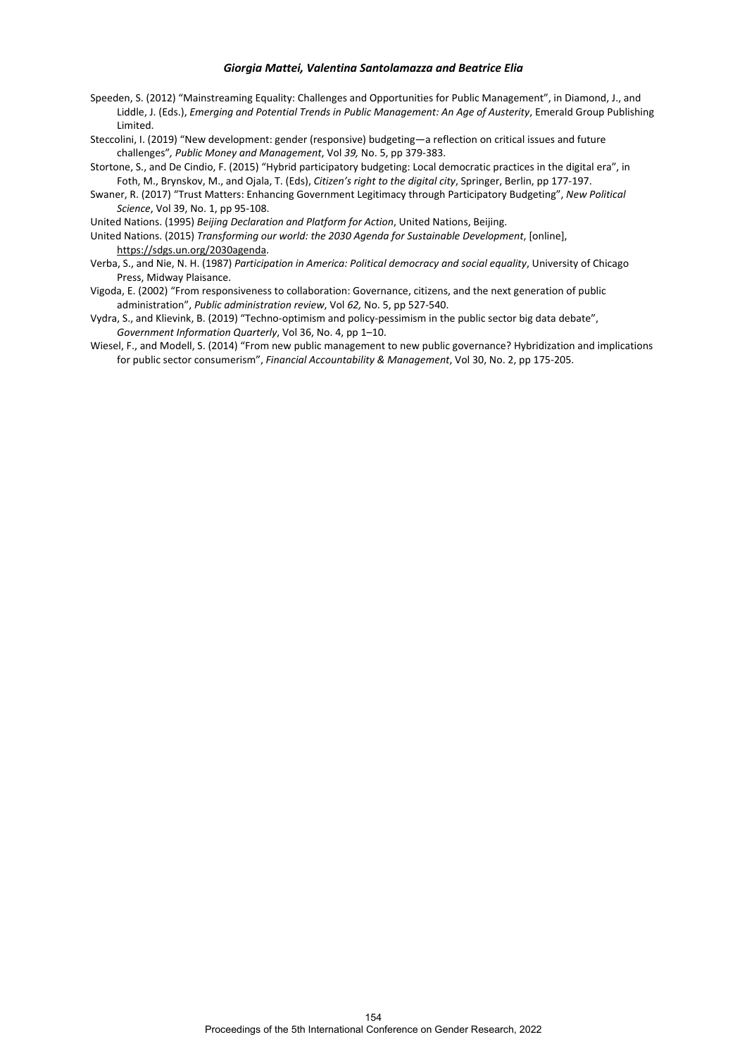Speeden, S. (2012) "Mainstreaming Equality: Challenges and Opportunities for Public Management", in Diamond, J., and Liddle, J. (Eds.), *Emerging and Potential Trends in Public Management: An Age of Austerity*, Emerald Group Publishing Limited.

Steccolini, I. (2019) "New development: gender (responsive) budgeting—a reflection on critical issues and future challenges", *Public Money and Management*, Vol *39,* No. 5, pp 379-383.

Stortone, S., and De Cindio, F. (2015) "Hybrid participatory budgeting: Local democratic practices in the digital era", in Foth, M., Brynskov, M., and Ojala, T. (Eds), *Citizen's right to the digital city*, Springer, Berlin, pp 177-197.

Swaner, R. (2017) "Trust Matters: Enhancing Government Legitimacy through Participatory Budgeting", *New Political Science*, Vol 39, No. 1, pp 95-108.

United Nations. (1995) *Beijing Declaration and Platform for Action*, United Nations, Beijing.

United Nations. (2015) *Transforming our world: the 2030 Agenda for Sustainable Development*, [online], https://sdgs.un.org/2030agenda.

Verba, S., and Nie, N. H. (1987) *Participation in America: Political democracy and social equality*, University of Chicago Press, Midway Plaisance.

Vigoda, E. (2002) "From responsiveness to collaboration: Governance, citizens, and the next generation of public administration", *Public administration review*, Vol *62,* No. 5, pp 527-540.

Vydra, S., and Klievink, B. (2019) "Techno-optimism and policy-pessimism in the public sector big data debate", *Government Information Quarterly*, Vol 36, No. 4, pp 1–10.

Wiesel, F., and Modell, S. (2014) "From new public management to new public governance? Hybridization and implications for public sector consumerism", *Financial Accountability & Management*, Vol 30, No. 2, pp 175-205.